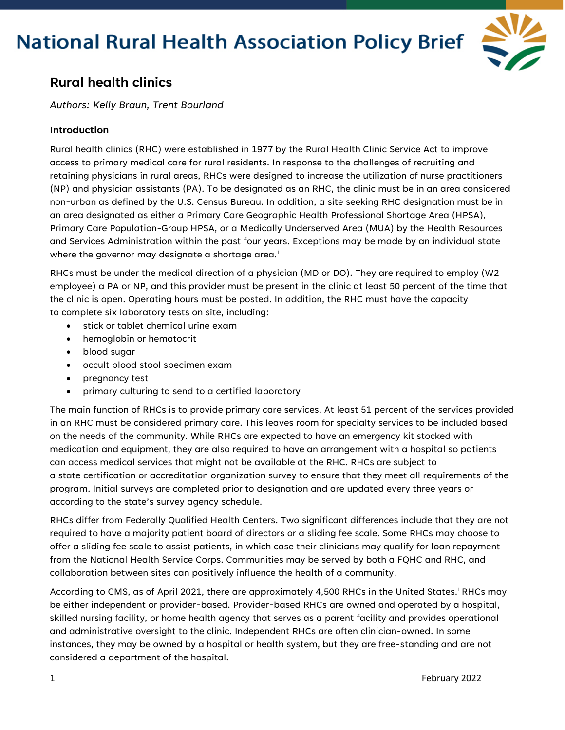# National Rural Health Association Policy Brief

## Rural health clinics

*Authors: Kelly Braun, Trent Bourland*

### Introduction

Rural health clinics (RHC) were established in 1977 by the Rural Health Clinic Service Act to improve access to primary medical care for rural residents. In response to the challenges of recruiting and retaining physicians in rural areas, RHCs were designed to increase the utilization of nurse practitioners (NP) and physician assistants (PA). To be designated as an RHC, the clinic must be in an area considered non-urban as defined by the U.S. Census Bureau. In addition, a site seeking RHC designation must be in an area designated as either a Primary Care Geographic Health Professional Shortage Area (HPSA), Primary Care Population-Group HPSA, or a Medically Underserved Area (MUA) by the Health Resources and Services Administration within the past four years. Exceptions may be made by an individual state where the governor may designate a shortage area.[i]

RHCs must be under the medical direction of a physician (MD or DO). They are required to employ (W2 employee) a PA or NP, and this provider must be present in the clinic at least 50 percent of the time that the clinic is open. Operating hours must be posted. In addition, the RHC must have the capacity to complete six laboratory tests on site, including:

- stick or tablet chemical urine exam
- hemoglobin or hematocrit
- blood sugar
- occult blood stool specimen exam
- pregnancy test
- primary culturing to send to a certified laboratory[i]

The main function of RHCs is to provide primary care services. At least 51 percent of the services provided in an RHC must be considered primary care. This leaves room for specialty services to be included based on the needs of the community. While RHCs are expected to have an emergency kit stocked with medication and equipment, they are also required to have an arrangement with a hospital so patients can access medical services that might not be available at the RHC. RHCs are subject to a state certification or accreditation organization survey to ensure that they meet all requirements of the program. Initial surveys are completed prior to designation and are updated every three years or according to the state's survey agency schedule.

RHCs differ from Federally Qualified Health Centers. Two significant differences include that they are not required to have a majority patient board of directors or a sliding fee scale. Some RHCs may choose to offer a sliding fee scale to assist patients, in which case their clinicians may qualify for loan repayment from the National Health Service Corps. Communities may be served by both a FQHC and RHC, and collaboration between sites can positively influence the health of a community.

According to CMS, as of April 2021, there are approximately 4,500 RHCs in the United States.[i] RHCs may be either independent or provider-based. Provider-based RHCs are owned and operated by a hospital, skilled nursing facility, or home health agency that serves as a parent facility and provides operational and administrative oversight to the clinic. Independent RHCs are often clinician-owned. In some instances, they may be owned by a hospital or health system, but they are free-standing and are not considered a department of the hospital.

February 2022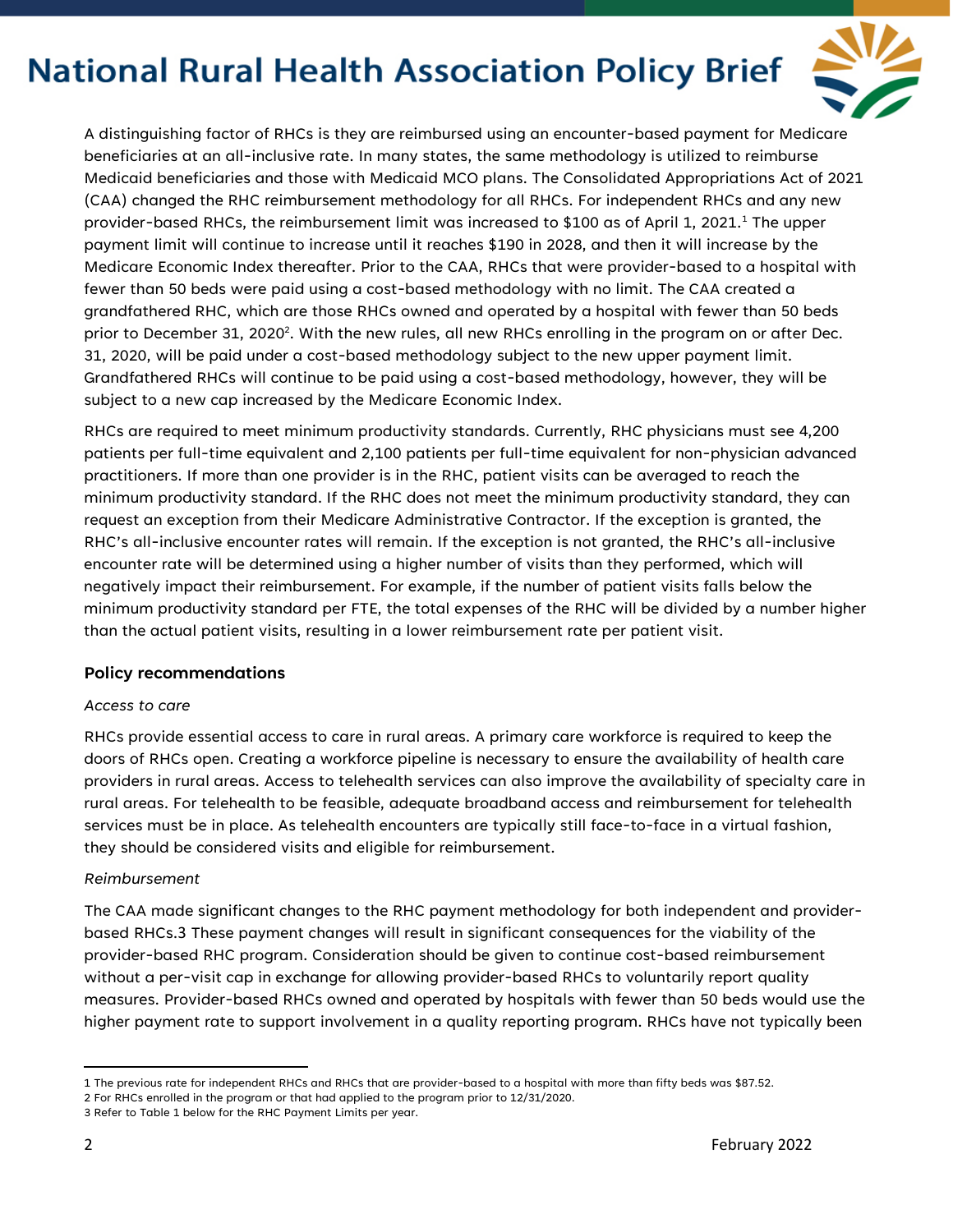A distinguishing factor of RHCs is they are reimbursed using an encounter-based payment for Medicare beneficiaries at an all-inclusive rate. In many states, the same methodology is utilized to reimburse Medicaid beneficiaries and those with Medicaid MCO plans. The Consolidated Appropriations Act of 2021 (CAA) changed the RHC reimbursement methodology for all RHCs. For independent RHCs and any new provider-based RHCs, the reimbursement limit was increased to $100 as of April 1, 2021.[1] The upper payment limit will continue to increase until it reaches $190 in 2028, and then it will increase by the Medicare Economic Index thereafter. Prior to the CAA, RHCs that were provider-based to a hospital with fewer than 50 beds were paid using a cost-based methodology with no limit. The CAA created a grandfathered RHC, which are those RHCs owned and operated by a hospital with fewer than 50 beds prior to December 31, 2020[2]. With the new rules, all new RHCs enrolling in the program on or after Dec. 31, 2020, will be paid under a cost-based methodology subject to the new upper payment limit. Grandfathered RHCs will continue to be paid using a cost-based methodology, however, they will be subject to a new cap increased by the Medicare Economic Index.

RHCs are required to meet minimum productivity standards. Currently, RHC physicians must see 4,200 patients per full-time equivalent and 2,100 patients per full-time equivalent for non-physician advanced practitioners. If more than one provider is in the RHC, patient visits can be averaged to reach the minimum productivity standard. If the RHC does not meet the minimum productivity standard, they can request an exception from their Medicare Administrative Contractor. If the exception is granted, the RHC's all-inclusive encounter rates will remain. If the exception is not granted, the RHC's all-inclusive encounter rate will be determined using a higher number of visits than they performed, which will negatively impact their reimbursement. For example, if the number of patient visits falls below the minimum productivity standard per FTE, the total expenses of the RHC will be divided by a number higher than the actual patient visits, resulting in a lower reimbursement rate per patient visit.

### Policy recommendations

*Access to care*

RHCs provide essential access to care in rural areas. A primary care workforce is required to keep the doors of RHCs open. Creating a workforce pipeline is necessary to ensure the availability of health care providers in rural areas. Access to telehealth services can also improve the availability of specialty care in rural areas. For telehealth to be feasible, adequate broadband access and reimbursement for telehealth services must be in place. As telehealth encounters are typically still face-to-face in a virtual fashion, they should be considered visits and eligible for reimbursement.

*Reimbursement*

The CAA made significant changes to the RHC payment methodology for both independent and provider-based RHCs.3 These payment changes will result in significant consequences for the viability of the provider-based RHC program. Consideration should be given to continue cost-based reimbursement without a per-visit cap in exchange for allowing provider-based RHCs to voluntarily report quality measures. Provider-based RHCs owned and operated by hospitals with fewer than 50 beds would use the higher payment rate to support involvement in a quality reporting program. RHCs have not typically been

---

1 The previous rate for independent RHCs and RHCs that are provider-based to a hospital with more than fifty beds was $87.52.

2 For RHCs enrolled in the program or that had applied to the program prior to 12/31/2020.

3 Refer to Table 1 below for the RHC Payment Limits per year.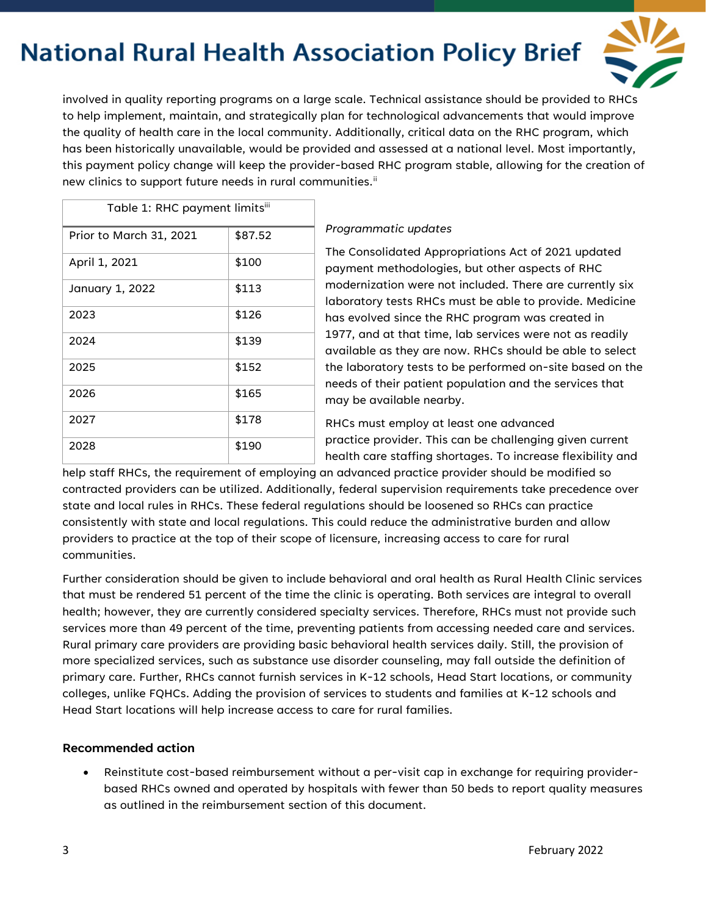involved in quality reporting programs on a large scale. Technical assistance should be provided to RHCs to help implement, maintain, and strategically plan for technological advancements that would improve the quality of health care in the local community. Additionally, critical data on the RHC program, which has been historically unavailable, would be provided and assessed at a national level. Most importantly, this payment policy change will keep the provider-based RHC program stable, allowing for the creation of new clinics to support future needs in rural communities.[ii]

| Table 1: RHC payment limits[iii] | |
|---|---|
| Prior to March 31, 2021 | $87.52 |
| April 1, 2021 | $100 |
| January 1, 2022 | $113 |
| 2023 | $126 |
| 2024 | $139 |
| 2025 | $152 |
| 2026 | $165 |
| 2027 | $178 |
| 2028 | $190 |

*Programmatic updates*

The Consolidated Appropriations Act of 2021 updated payment methodologies, but other aspects of RHC modernization were not included. There are currently six laboratory tests RHCs must be able to provide. Medicine has evolved since the RHC program was created in 1977, and at that time, lab services were not as readily available as they are now. RHCs should be able to select the laboratory tests to be performed on-site based on the needs of their patient population and the services that may be available nearby.

RHCs must employ at least one advanced practice provider. This can be challenging given current health care staffing shortages. To increase flexibility and help staff RHCs, the requirement of employing an advanced practice provider should be modified so contracted providers can be utilized. Additionally, federal supervision requirements take precedence over state and local rules in RHCs. These federal regulations should be loosened so RHCs can practice consistently with state and local regulations. This could reduce the administrative burden and allow providers to practice at the top of their scope of licensure, increasing access to care for rural communities.

Further consideration should be given to include behavioral and oral health as Rural Health Clinic services that must be rendered 51 percent of the time the clinic is operating. Both services are integral to overall health; however, they are currently considered specialty services. Therefore, RHCs must not provide such services more than 49 percent of the time, preventing patients from accessing needed care and services. Rural primary care providers are providing basic behavioral health services daily. Still, the provision of more specialized services, such as substance use disorder counseling, may fall outside the definition of primary care. Further, RHCs cannot furnish services in K-12 schools, Head Start locations, or community colleges, unlike FQHCs. Adding the provision of services to students and families at K-12 schools and Head Start locations will help increase access to care for rural families.

**Recommended action**

- Reinstitute cost-based reimbursement without a per-visit cap in exchange for requiring provider-based RHCs owned and operated by hospitals with fewer than 50 beds to report quality measures as outlined in the reimbursement section of this document.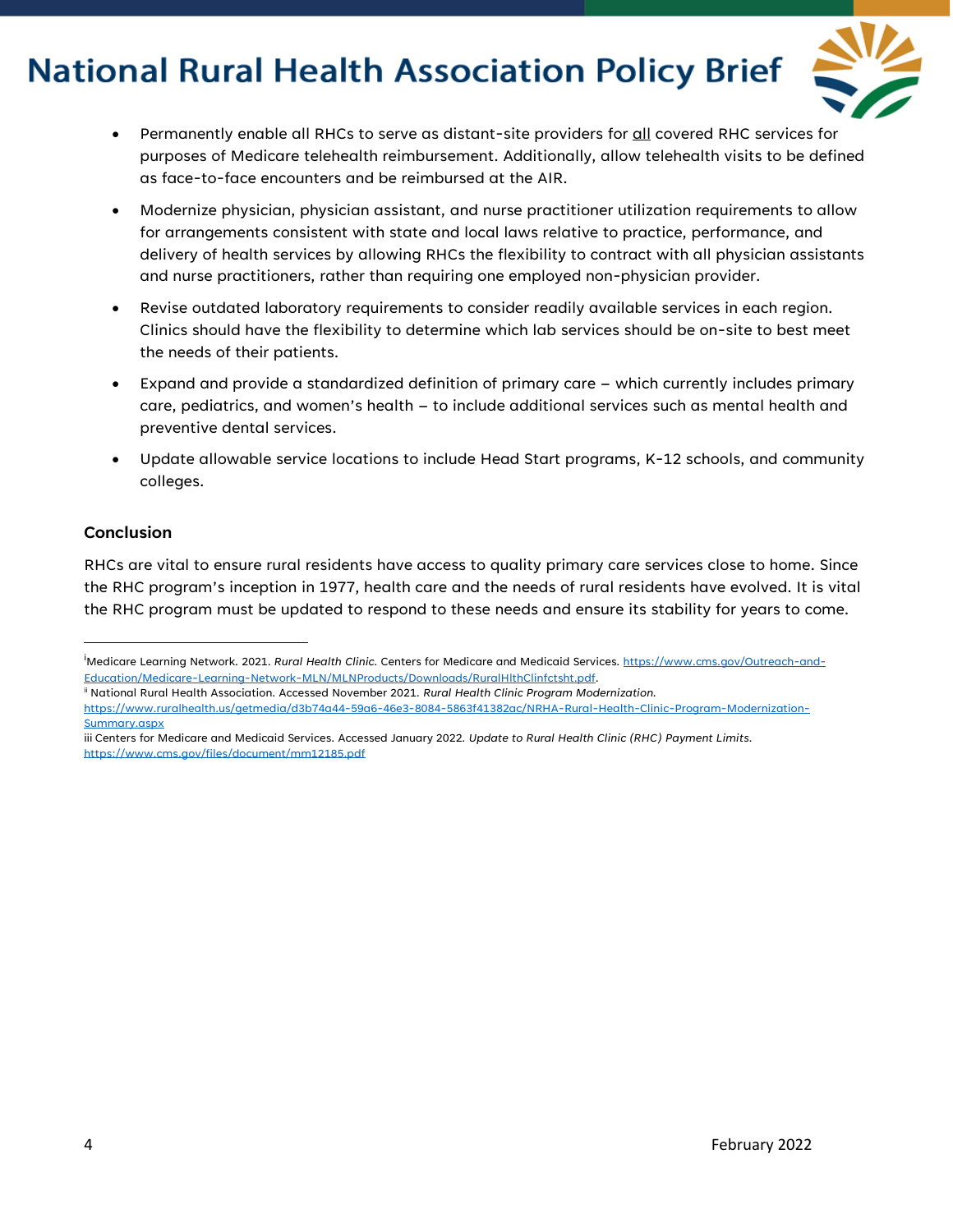- Permanently enable all RHCs to serve as distant-site providers for <u>all</u> covered RHC services for purposes of Medicare telehealth reimbursement. Additionally, allow telehealth visits to be defined as face-to-face encounters and be reimbursed at the AIR.
- Modernize physician, physician assistant, and nurse practitioner utilization requirements to allow for arrangements consistent with state and local laws relative to practice, performance, and delivery of health services by allowing RHCs the flexibility to contract with all physician assistants and nurse practitioners, rather than requiring one employed non-physician provider.
- Revise outdated laboratory requirements to consider readily available services in each region. Clinics should have the flexibility to determine which lab services should be on-site to best meet the needs of their patients.
- Expand and provide a standardized definition of primary care – which currently includes primary care, pediatrics, and women's health – to include additional services such as mental health and preventive dental services.
- Update allowable service locations to include Head Start programs, K-12 schools, and community colleges.

**Conclusion**

RHCs are vital to ensure rural residents have access to quality primary care services close to home. Since the RHC program's inception in 1977, health care and the needs of rural residents have evolved. It is vital the RHC program must be updated to respond to these needs and ensure its stability for years to come.

---

[i] Medicare Learning Network. 2021. *Rural Health Clinic*. Centers for Medicare and Medicaid Services. https://www.cms.gov/Outreach-and-Education/Medicare-Learning-Network-MLN/MLNProducts/Downloads/RuralHlthClinfctsht.pdf.

[ii] National Rural Health Association. Accessed November 2021. *Rural Health Clinic Program Modernization*. https://www.ruralhealth.us/getmedia/d3b74a44-59a6-46e3-8084-5863f41382ac/NRHA-Rural-Health-Clinic-Program-Modernization-Summary.aspx

[iii] Centers for Medicare and Medicaid Services. Accessed January 2022. *Update to Rural Health Clinic (RHC) Payment Limits*. https://www.cms.gov/files/document/mm12185.pdf